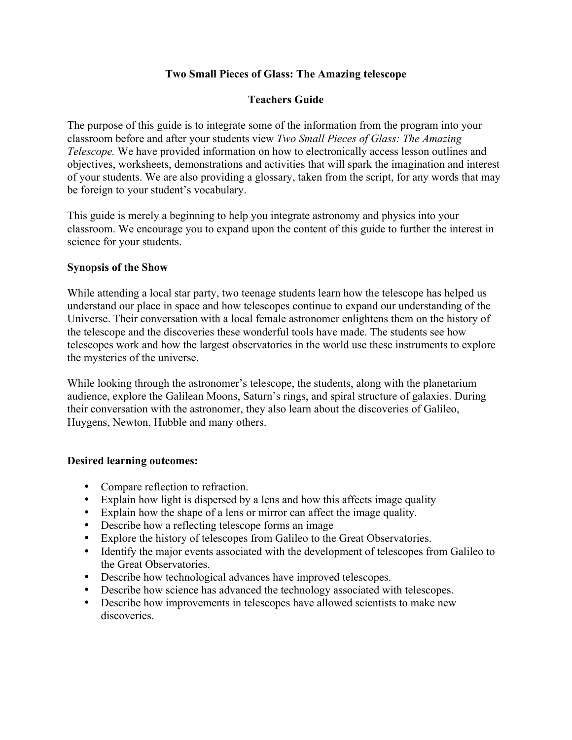# Two Small Pieces of Glass: The Amazing telescope

## Teachers Guide

The purpose of this guide is to integrate some of the information from the program into your classroom before and after your students view *Two Small Pieces of Glass: The Amazing Telescope.* We have provided information on how to electronically access lesson outlines and objectives, worksheets, demonstrations and activities that will spark the imagination and interest of your students. We are also providing a glossary, taken from the script, for any words that may be foreign to your student's vocabulary.

This guide is merely a beginning to help you integrate astronomy and physics into your classroom. We encourage you to expand upon the content of this guide to further the interest in science for your students.

### Synopsis of the Show

While attending a local star party, two teenage students learn how the telescope has helped us understand our place in space and how telescopes continue to expand our understanding of the Universe. Their conversation with a local female astronomer enlightens them on the history of the telescope and the discoveries these wonderful tools have made. The students see how telescopes work and how the largest observatories in the world use these instruments to explore the mysteries of the universe.

While looking through the astronomer's telescope, the students, along with the planetarium audience, explore the Galilean Moons, Saturn's rings, and spiral structure of galaxies. During their conversation with the astronomer, they also learn about the discoveries of Galileo, Huygens, Newton, Hubble and many others.

### Desired learning outcomes:

- Compare reflection to refraction.
- Explain how light is dispersed by a lens and how this affects image quality
- Explain how the shape of a lens or mirror can affect the image quality.
- Describe how a reflecting telescope forms an image
- Explore the history of telescopes from Galileo to the Great Observatories.
- Identify the major events associated with the development of telescopes from Galileo to the Great Observatories.
- Describe how technological advances have improved telescopes.
- Describe how science has advanced the technology associated with telescopes.
- Describe how improvements in telescopes have allowed scientists to make new discoveries.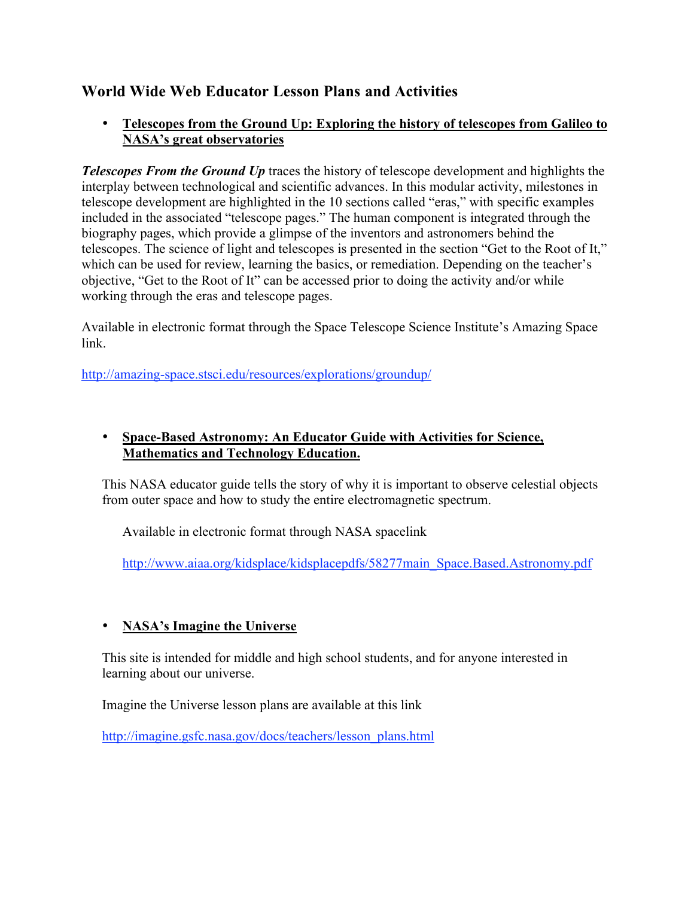## World Wide Web Educator Lesson Plans and Activities

- **Telescopes from the Ground Up: Exploring the history of telescopes from Galileo to NASA's great observatories**

***Telescopes From the Ground Up*** traces the history of telescope development and highlights the interplay between technological and scientific advances. In this modular activity, milestones in telescope development are highlighted in the 10 sections called "eras," with specific examples included in the associated "telescope pages." The human component is integrated through the biography pages, which provide a glimpse of the inventors and astronomers behind the telescopes. The science of light and telescopes is presented in the section "Get to the Root of It," which can be used for review, learning the basics, or remediation. Depending on the teacher's objective, "Get to the Root of It" can be accessed prior to doing the activity and/or while working through the eras and telescope pages.

Available in electronic format through the Space Telescope Science Institute's Amazing Space link.

http://amazing-space.stsci.edu/resources/explorations/groundup/

- **Space-Based Astronomy: An Educator Guide with Activities for Science, Mathematics and Technology Education.**

This NASA educator guide tells the story of why it is important to observe celestial objects from outer space and how to study the entire electromagnetic spectrum.

Available in electronic format through NASA spacelink

http://www.aiaa.org/kidsplace/kidsplacepdfs/58277main_Space.Based.Astronomy.pdf

- **NASA's Imagine the Universe**

This site is intended for middle and high school students, and for anyone interested in learning about our universe.

Imagine the Universe lesson plans are available at this link

http://imagine.gsfc.nasa.gov/docs/teachers/lesson_plans.html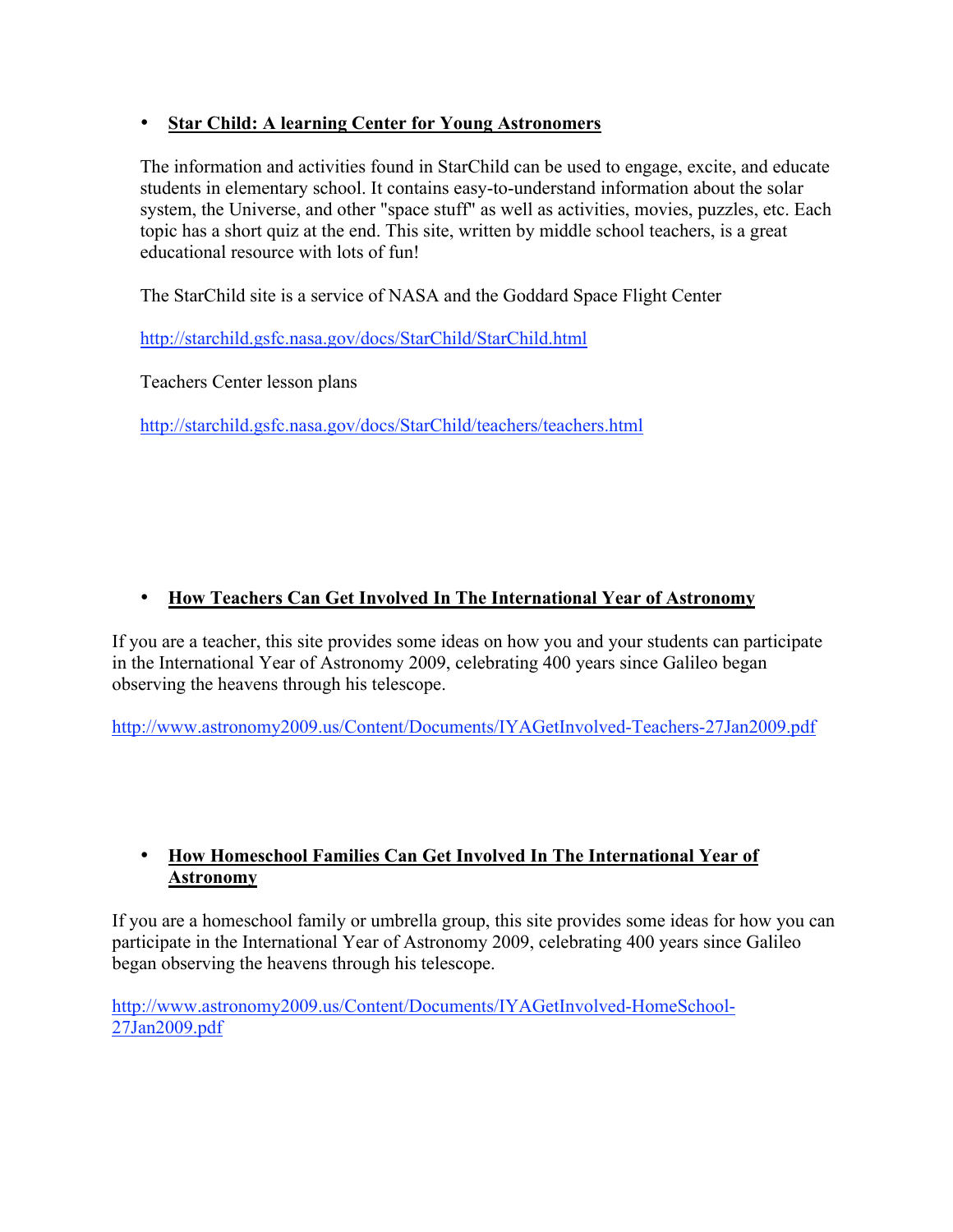- **Star Child: A learning Center for Young Astronomers**

  The information and activities found in StarChild can be used to engage, excite, and educate students in elementary school. It contains easy-to-understand information about the solar system, the Universe, and other "space stuff" as well as activities, movies, puzzles, etc. Each topic has a short quiz at the end. This site, written by middle school teachers, is a great educational resource with lots of fun!

  The StarChild site is a service of NASA and the Goddard Space Flight Center

  http://starchild.gsfc.nasa.gov/docs/StarChild/StarChild.html

  Teachers Center lesson plans

  http://starchild.gsfc.nasa.gov/docs/StarChild/teachers/teachers.html

- **How Teachers Can Get Involved In The International Year of Astronomy**

If you are a teacher, this site provides some ideas on how you and your students can participate in the International Year of Astronomy 2009, celebrating 400 years since Galileo began observing the heavens through his telescope.

http://www.astronomy2009.us/Content/Documents/IYAGetInvolved-Teachers-27Jan2009.pdf

- **How Homeschool Families Can Get Involved In The International Year of Astronomy**

If you are a homeschool family or umbrella group, this site provides some ideas for how you can participate in the International Year of Astronomy 2009, celebrating 400 years since Galileo began observing the heavens through his telescope.

http://www.astronomy2009.us/Content/Documents/IYAGetInvolved-HomeSchool-27Jan2009.pdf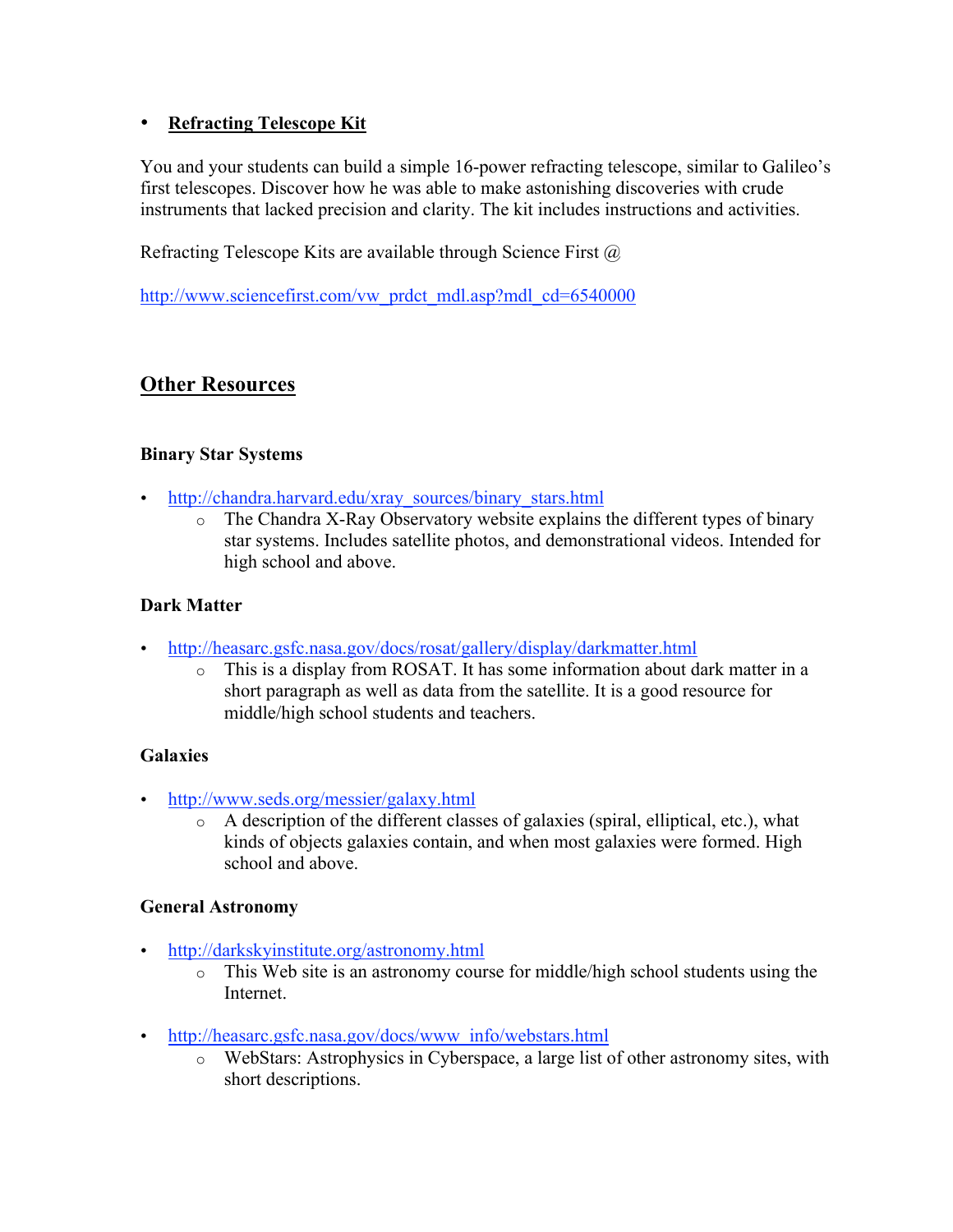- **Refracting Telescope Kit**

You and your students can build a simple 16-power refracting telescope, similar to Galileo's first telescopes. Discover how he was able to make astonishing discoveries with crude instruments that lacked precision and clarity. The kit includes instructions and activities.

Refracting Telescope Kits are available through Science First @

http://www.sciencefirst.com/vw_prdct_mdl.asp?mdl_cd=6540000

## Other Resources

### Binary Star Systems

- http://chandra.harvard.edu/xray_sources/binary_stars.html
    - The Chandra X-Ray Observatory website explains the different types of binary star systems. Includes satellite photos, and demonstrational videos. Intended for high school and above.

### Dark Matter

- http://heasarc.gsfc.nasa.gov/docs/rosat/gallery/display/darkmatter.html
    - This is a display from ROSAT. It has some information about dark matter in a short paragraph as well as data from the satellite. It is a good resource for middle/high school students and teachers.

### Galaxies

- http://www.seds.org/messier/galaxy.html
    - A description of the different classes of galaxies (spiral, elliptical, etc.), what kinds of objects galaxies contain, and when most galaxies were formed. High school and above.

### General Astronomy

- http://darkskyinstitute.org/astronomy.html
    - This Web site is an astronomy course for middle/high school students using the Internet.
- http://heasarc.gsfc.nasa.gov/docs/www_info/webstars.html
    - WebStars: Astrophysics in Cyberspace, a large list of other astronomy sites, with short descriptions.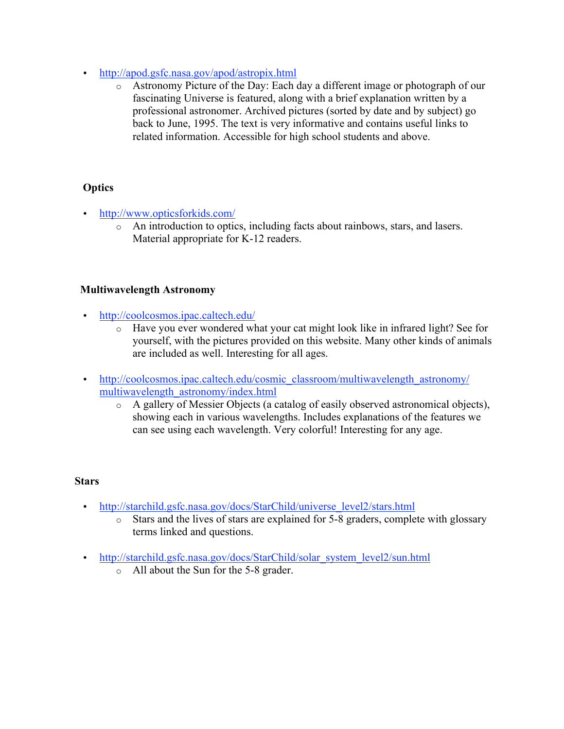- http://apod.gsfc.nasa.gov/apod/astropix.html
    - Astronomy Picture of the Day: Each day a different image or photograph of our fascinating Universe is featured, along with a brief explanation written by a professional astronomer. Archived pictures (sorted by date and by subject) go back to June, 1995. The text is very informative and contains useful links to related information. Accessible for high school students and above.

**Optics**

- http://www.opticsforkids.com/
    - An introduction to optics, including facts about rainbows, stars, and lasers. Material appropriate for K-12 readers.

**Multiwavelength Astronomy**

- http://coolcosmos.ipac.caltech.edu/
    - Have you ever wondered what your cat might look like in infrared light? See for yourself, with the pictures provided on this website. Many other kinds of animals are included as well. Interesting for all ages.

- http://coolcosmos.ipac.caltech.edu/cosmic_classroom/multiwavelength_astronomy/multiwavelength_astronomy/index.html
    - A gallery of Messier Objects (a catalog of easily observed astronomical objects), showing each in various wavelengths. Includes explanations of the features we can see using each wavelength. Very colorful! Interesting for any age.

**Stars**

- http://starchild.gsfc.nasa.gov/docs/StarChild/universe_level2/stars.html
    - Stars and the lives of stars are explained for 5-8 graders, complete with glossary terms linked and questions.

- http://starchild.gsfc.nasa.gov/docs/StarChild/solar_system_level2/sun.html
    - All about the Sun for the 5-8 grader.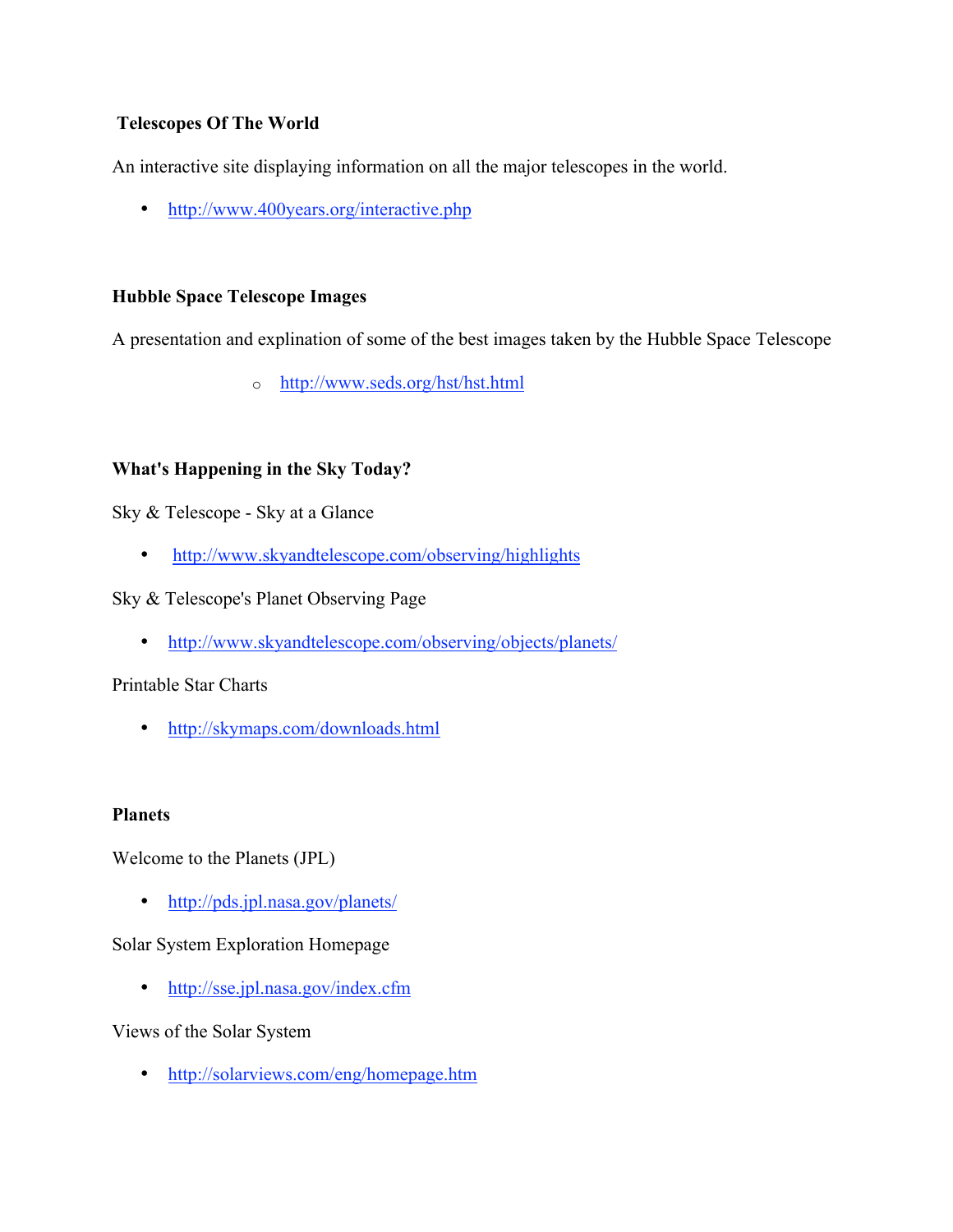**Telescopes Of The World**

An interactive site displaying information on all the major telescopes in the world.

- http://www.400years.org/interactive.php

**Hubble Space Telescope Images**

A presentation and explination of some of the best images taken by the Hubble Space Telescope

  - http://www.seds.org/hst/hst.html

**What's Happening in the Sky Today?**

Sky & Telescope - Sky at a Glance

- http://www.skyandtelescope.com/observing/highlights

Sky & Telescope's Planet Observing Page

- http://www.skyandtelescope.com/observing/objects/planets/

Printable Star Charts

- http://skymaps.com/downloads.html

**Planets**

Welcome to the Planets (JPL)

- http://pds.jpl.nasa.gov/planets/

Solar System Exploration Homepage

- http://sse.jpl.nasa.gov/index.cfm

Views of the Solar System

- http://solarviews.com/eng/homepage.htm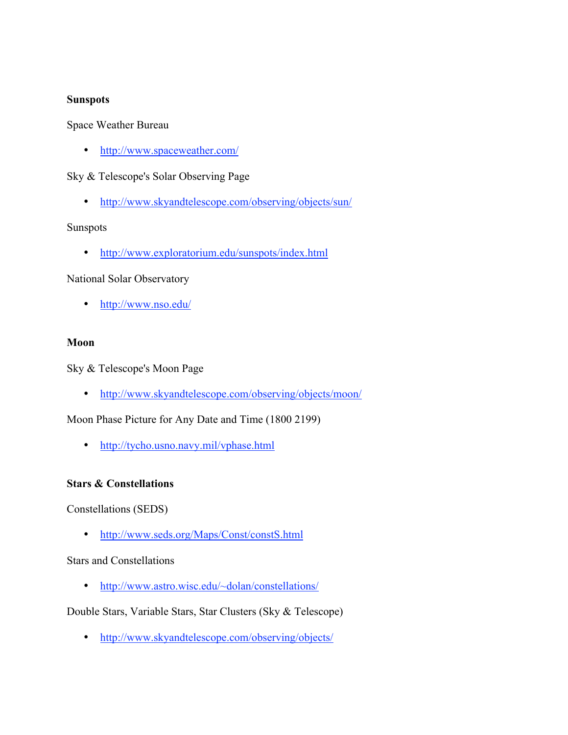**Sunspots**

Space Weather Bureau

- http://www.spaceweather.com/

Sky & Telescope's Solar Observing Page

- http://www.skyandtelescope.com/observing/objects/sun/

Sunspots

- http://www.exploratorium.edu/sunspots/index.html

National Solar Observatory

- http://www.nso.edu/

**Moon**

Sky & Telescope's Moon Page

- http://www.skyandtelescope.com/observing/objects/moon/

Moon Phase Picture for Any Date and Time (1800 2199)

- http://tycho.usno.navy.mil/vphase.html

**Stars & Constellations**

Constellations (SEDS)

- http://www.seds.org/Maps/Const/constS.html

Stars and Constellations

- http://www.astro.wisc.edu/~dolan/constellations/

Double Stars, Variable Stars, Star Clusters (Sky & Telescope)

- http://www.skyandtelescope.com/observing/objects/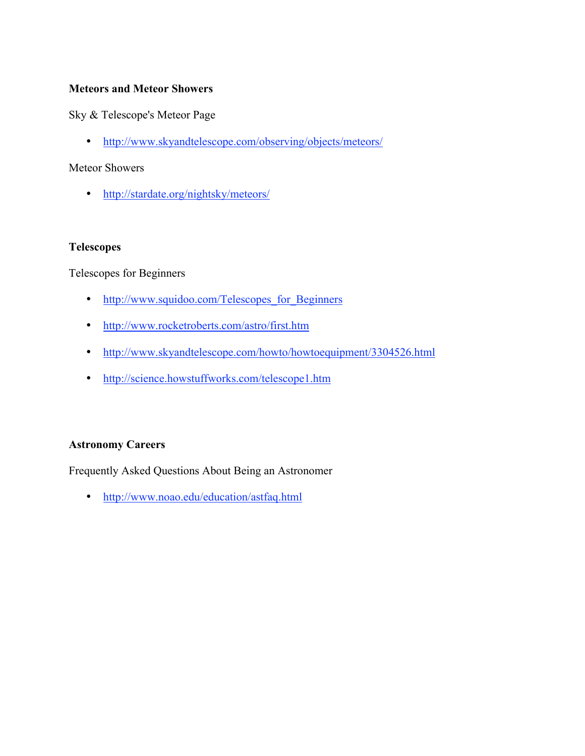**Meteors and Meteor Showers**

Sky & Telescope's Meteor Page

- http://www.skyandtelescope.com/observing/objects/meteors/

Meteor Showers

- http://stardate.org/nightsky/meteors/

**Telescopes**

Telescopes for Beginners

- http://www.squidoo.com/Telescopes_for_Beginners
- http://www.rocketroberts.com/astro/first.htm
- http://www.skyandtelescope.com/howto/howtoequipment/3304526.html
- http://science.howstuffworks.com/telescope1.htm

**Astronomy Careers**

Frequently Asked Questions About Being an Astronomer

- http://www.noao.edu/education/astfaq.html